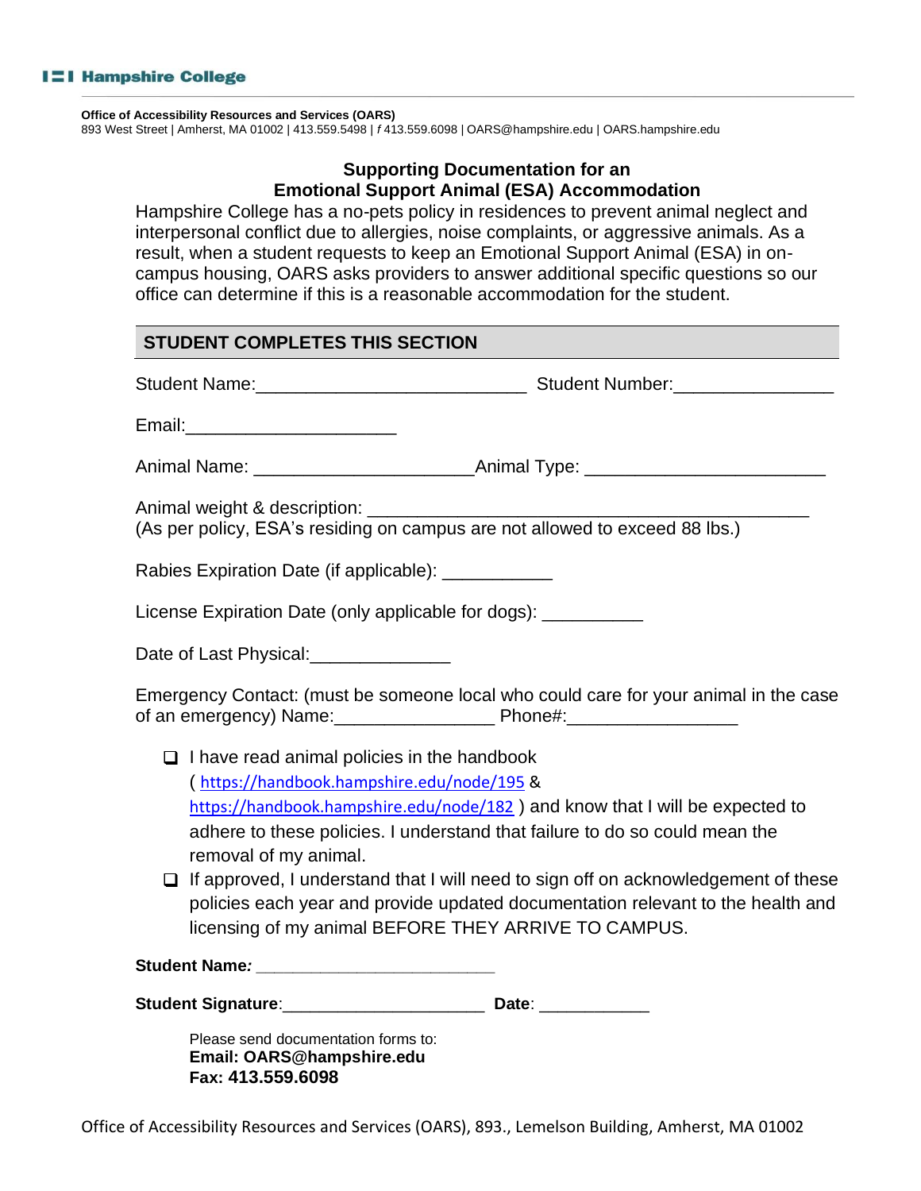**Hampshire College**

**Office of Accessibility Resources and Services (OARS)**
893 West Street | Amherst, MA 01002 | 413.559.5498 | *f* 413.559.6098 | OARS@hampshire.edu | OARS.hampshire.edu

## Supporting Documentation for an Emotional Support Animal (ESA) Accommodation

Hampshire College has a no-pets policy in residences to prevent animal neglect and interpersonal conflict due to allergies, noise complaints, or aggressive animals. As a result, when a student requests to keep an Emotional Support Animal (ESA) in on-campus housing, OARS asks providers to answer additional specific questions so our office can determine if this is a reasonable accommodation for the student.

### STUDENT COMPLETES THIS SECTION

Student Name:__________________________ Student Number:_______________

Email:____________________

Animal Name: _____________________Animal Type: _______________________

Animal weight & description: ___________________________________________
(As per policy, ESA's residing on campus are not allowed to exceed 88 lbs.)

Rabies Expiration Date (if applicable): ___________

License Expiration Date (only applicable for dogs): __________

Date of Last Physical:______________

Emergency Contact: (must be someone local who could care for your animal in the case of an emergency) Name:_______________ Phone#:________________

- ☐ I have read animal policies in the handbook ( https://handbook.hampshire.edu/node/195 & https://handbook.hampshire.edu/node/182 ) and know that I will be expected to adhere to these policies. I understand that failure to do so could mean the removal of my animal.
- ☐ If approved, I understand that I will need to sign off on acknowledgement of these policies each year and provide updated documentation relevant to the health and licensing of my animal BEFORE THEY ARRIVE TO CAMPUS.

**Student Name*:*** ________________________

**Student Signature**:____________________ **Date**: ___________

Please send documentation forms to:
**Email: OARS@hampshire.edu**
**Fax: 413.559.6098**

Office of Accessibility Resources and Services (OARS), 893., Lemelson Building, Amherst, MA 01002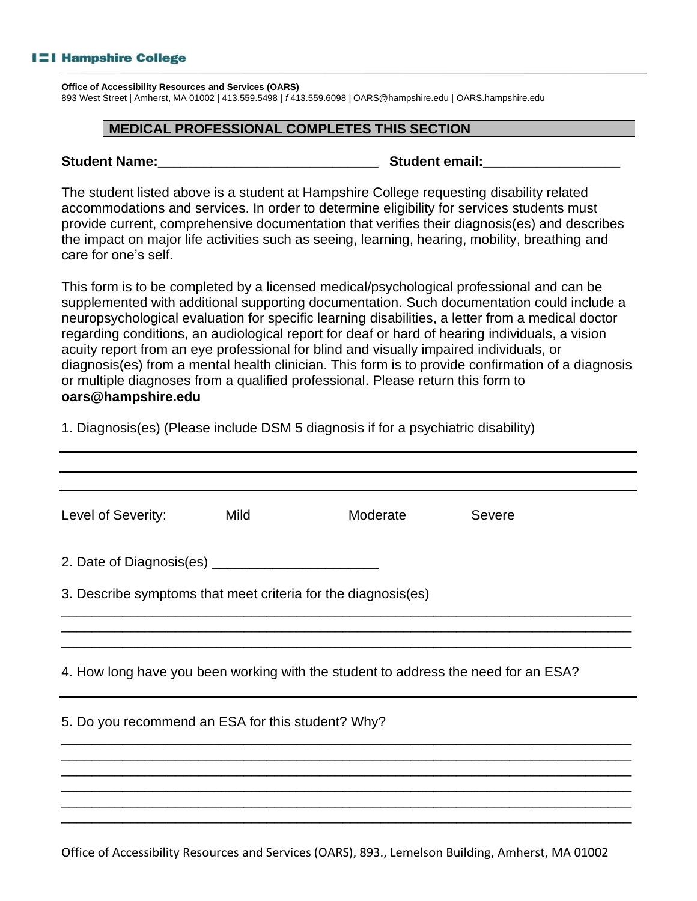**Hampshire College**

**Office of Accessibility Resources and Services (OARS)**
893 West Street | Amherst, MA 01002 | 413.559.5498 | f 413.559.6098 | OARS@hampshire.edu | OARS.hampshire.edu

## MEDICAL PROFESSIONAL COMPLETES THIS SECTION

**Student Name:**\_\_\_\_\_\_\_\_\_\_\_\_\_\_\_\_\_\_\_\_\_\_\_\_\_\_\_\_ **Student email:**\_\_\_\_\_\_\_\_\_\_\_\_\_\_\_\_\_\_

The student listed above is a student at Hampshire College requesting disability related accommodations and services. In order to determine eligibility for services students must provide current, comprehensive documentation that verifies their diagnosis(es) and describes the impact on major life activities such as seeing, learning, hearing, mobility, breathing and care for one's self.

This form is to be completed by a licensed medical/psychological professional and can be supplemented with additional supporting documentation. Such documentation could include a neuropsychological evaluation for specific learning disabilities, a letter from a medical doctor regarding conditions, an audiological report for deaf or hard of hearing individuals, a vision acuity report from an eye professional for blind and visually impaired individuals, or diagnosis(es) from a mental health clinician. This form is to provide confirmation of a diagnosis or multiple diagnoses from a qualified professional. Please return this form to **oars@hampshire.edu**

1. Diagnosis(es) (Please include DSM 5 diagnosis if for a psychiatric disability)

\_\_\_\_\_\_\_\_\_\_\_\_\_\_\_\_\_\_\_\_\_\_\_\_\_\_\_\_\_\_\_\_\_\_\_\_\_\_\_\_\_\_\_\_\_\_\_\_\_\_\_\_\_\_\_\_\_\_\_\_\_\_\_\_\_\_\_\_\_\_
\_\_\_\_\_\_\_\_\_\_\_\_\_\_\_\_\_\_\_\_\_\_\_\_\_\_\_\_\_\_\_\_\_\_\_\_\_\_\_\_\_\_\_\_\_\_\_\_\_\_\_\_\_\_\_\_\_\_\_\_\_\_\_\_\_\_\_\_\_\_
\_\_\_\_\_\_\_\_\_\_\_\_\_\_\_\_\_\_\_\_\_\_\_\_\_\_\_\_\_\_\_\_\_\_\_\_\_\_\_\_\_\_\_\_\_\_\_\_\_\_\_\_\_\_\_\_\_\_\_\_\_\_\_\_\_\_\_\_\_\_

Level of Severity: Mild Moderate Severe

2. Date of Diagnosis(es) \_\_\_\_\_\_\_\_\_\_\_\_\_\_\_\_\_\_\_\_\_\_

3. Describe symptoms that meet criteria for the diagnosis(es)

\_\_\_\_\_\_\_\_\_\_\_\_\_\_\_\_\_\_\_\_\_\_\_\_\_\_\_\_\_\_\_\_\_\_\_\_\_\_\_\_\_\_\_\_\_\_\_\_\_\_\_\_\_\_\_\_\_\_\_\_\_\_\_\_\_\_\_\_\_\_
\_\_\_\_\_\_\_\_\_\_\_\_\_\_\_\_\_\_\_\_\_\_\_\_\_\_\_\_\_\_\_\_\_\_\_\_\_\_\_\_\_\_\_\_\_\_\_\_\_\_\_\_\_\_\_\_\_\_\_\_\_\_\_\_\_\_\_\_\_\_
\_\_\_\_\_\_\_\_\_\_\_\_\_\_\_\_\_\_\_\_\_\_\_\_\_\_\_\_\_\_\_\_\_\_\_\_\_\_\_\_\_\_\_\_\_\_\_\_\_\_\_\_\_\_\_\_\_\_\_\_\_\_\_\_\_\_\_\_\_\_

4. How long have you been working with the student to address the need for an ESA?

\_\_\_\_\_\_\_\_\_\_\_\_\_\_\_\_\_\_\_\_\_\_\_\_\_\_\_\_\_\_\_\_\_\_\_\_\_\_\_\_\_\_\_\_\_\_\_\_\_\_\_\_\_\_\_\_\_\_\_\_\_\_\_\_\_\_\_\_\_\_

5. Do you recommend an ESA for this student? Why?

\_\_\_\_\_\_\_\_\_\_\_\_\_\_\_\_\_\_\_\_\_\_\_\_\_\_\_\_\_\_\_\_\_\_\_\_\_\_\_\_\_\_\_\_\_\_\_\_\_\_\_\_\_\_\_\_\_\_\_\_\_\_\_\_\_\_\_\_\_\_
\_\_\_\_\_\_\_\_\_\_\_\_\_\_\_\_\_\_\_\_\_\_\_\_\_\_\_\_\_\_\_\_\_\_\_\_\_\_\_\_\_\_\_\_\_\_\_\_\_\_\_\_\_\_\_\_\_\_\_\_\_\_\_\_\_\_\_\_\_\_
\_\_\_\_\_\_\_\_\_\_\_\_\_\_\_\_\_\_\_\_\_\_\_\_\_\_\_\_\_\_\_\_\_\_\_\_\_\_\_\_\_\_\_\_\_\_\_\_\_\_\_\_\_\_\_\_\_\_\_\_\_\_\_\_\_\_\_\_\_\_
\_\_\_\_\_\_\_\_\_\_\_\_\_\_\_\_\_\_\_\_\_\_\_\_\_\_\_\_\_\_\_\_\_\_\_\_\_\_\_\_\_\_\_\_\_\_\_\_\_\_\_\_\_\_\_\_\_\_\_\_\_\_\_\_\_\_\_\_\_\_
\_\_\_\_\_\_\_\_\_\_\_\_\_\_\_\_\_\_\_\_\_\_\_\_\_\_\_\_\_\_\_\_\_\_\_\_\_\_\_\_\_\_\_\_\_\_\_\_\_\_\_\_\_\_\_\_\_\_\_\_\_\_\_\_\_\_\_\_\_\_
\_\_\_\_\_\_\_\_\_\_\_\_\_\_\_\_\_\_\_\_\_\_\_\_\_\_\_\_\_\_\_\_\_\_\_\_\_\_\_\_\_\_\_\_\_\_\_\_\_\_\_\_\_\_\_\_\_\_\_\_\_\_\_\_\_\_\_\_\_\_

Office of Accessibility Resources and Services (OARS), 893., Lemelson Building, Amherst, MA 01002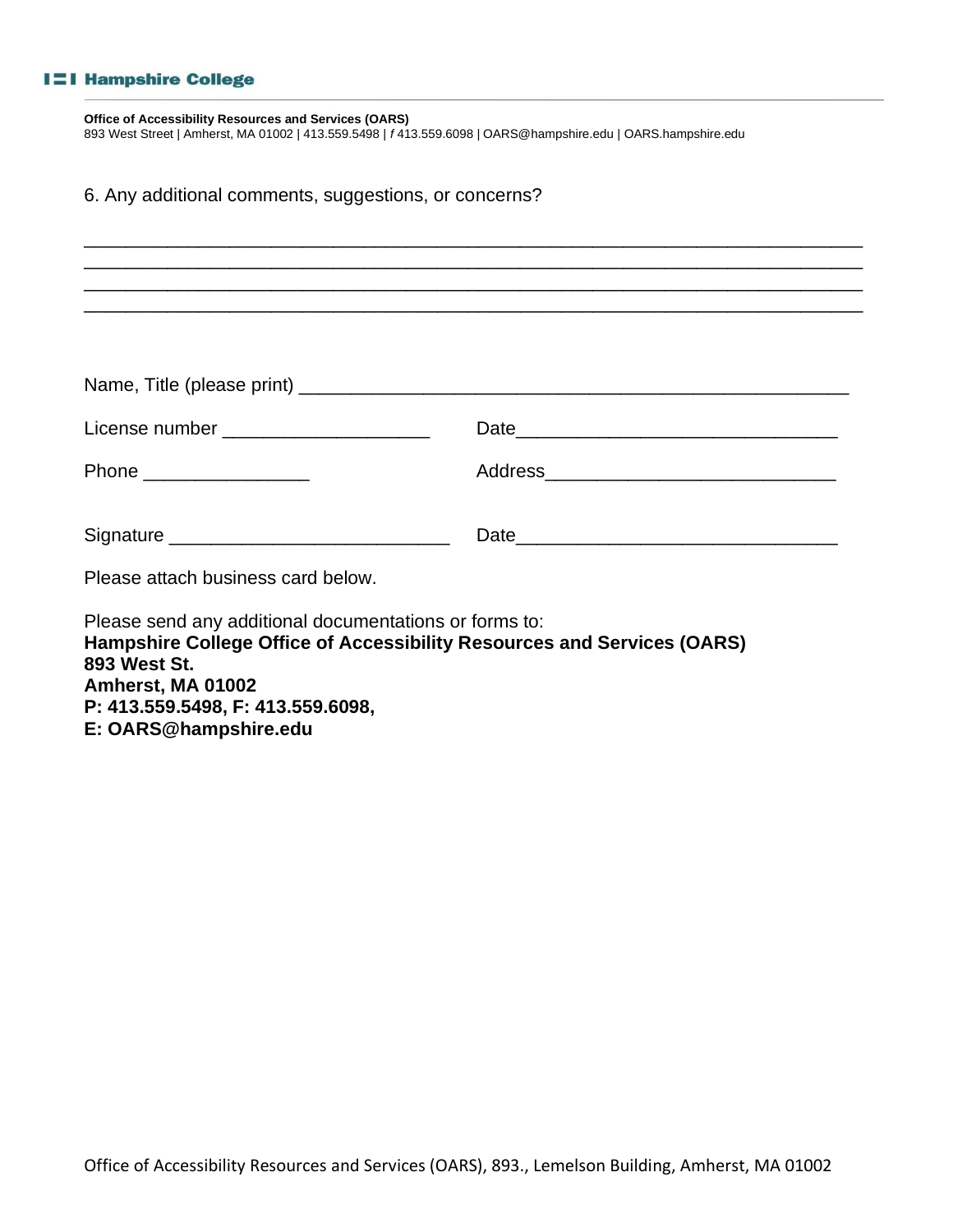6. Any additional comments, suggestions, or concerns?

________________________________________________________________________
________________________________________________________________________
________________________________________________________________________
________________________________________________________________________

Name, Title (please print) ____________________________________________

License number ___________________ Date_____________________________

Phone ________________ Address___________________________

Signature __________________________ Date_____________________________

Please attach business card below.

Please send any additional documentations or forms to:
**Hampshire College Office of Accessibility Resources and Services (OARS)**
**893 West St.**
**Amherst, MA 01002**
**P: 413.559.5498, F: 413.559.6098,**
**E: OARS@hampshire.edu**